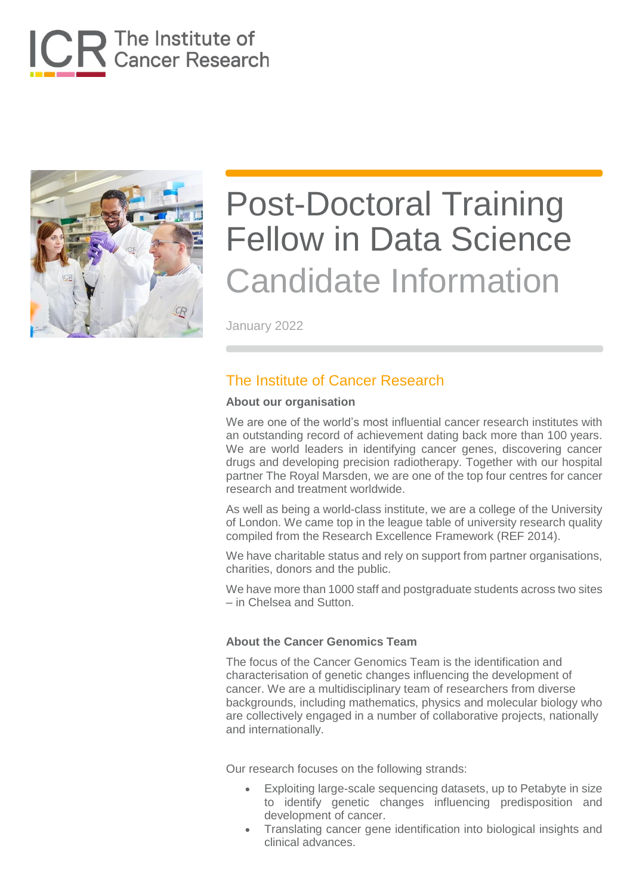The Institute of Cancer Research

# Post-Doctoral Training Fellow in Data Science

## Candidate Information

January 2022

## The Institute of Cancer Research

### About our organisation

We are one of the world's most influential cancer research institutes with an outstanding record of achievement dating back more than 100 years. We are world leaders in identifying cancer genes, discovering cancer drugs and developing precision radiotherapy. Together with our hospital partner The Royal Marsden, we are one of the top four centres for cancer research and treatment worldwide.

As well as being a world-class institute, we are a college of the University of London. We came top in the league table of university research quality compiled from the Research Excellence Framework (REF 2014).

We have charitable status and rely on support from partner organisations, charities, donors and the public.

We have more than 1000 staff and postgraduate students across two sites – in Chelsea and Sutton.

### About the Cancer Genomics Team

The focus of the Cancer Genomics Team is the identification and characterisation of genetic changes influencing the development of cancer. We are a multidisciplinary team of researchers from diverse backgrounds, including mathematics, physics and molecular biology who are collectively engaged in a number of collaborative projects, nationally and internationally.

Our research focuses on the following strands:

- Exploiting large-scale sequencing datasets, up to Petabyte in size to identify genetic changes influencing predisposition and development of cancer.
- Translating cancer gene identification into biological insights and clinical advances.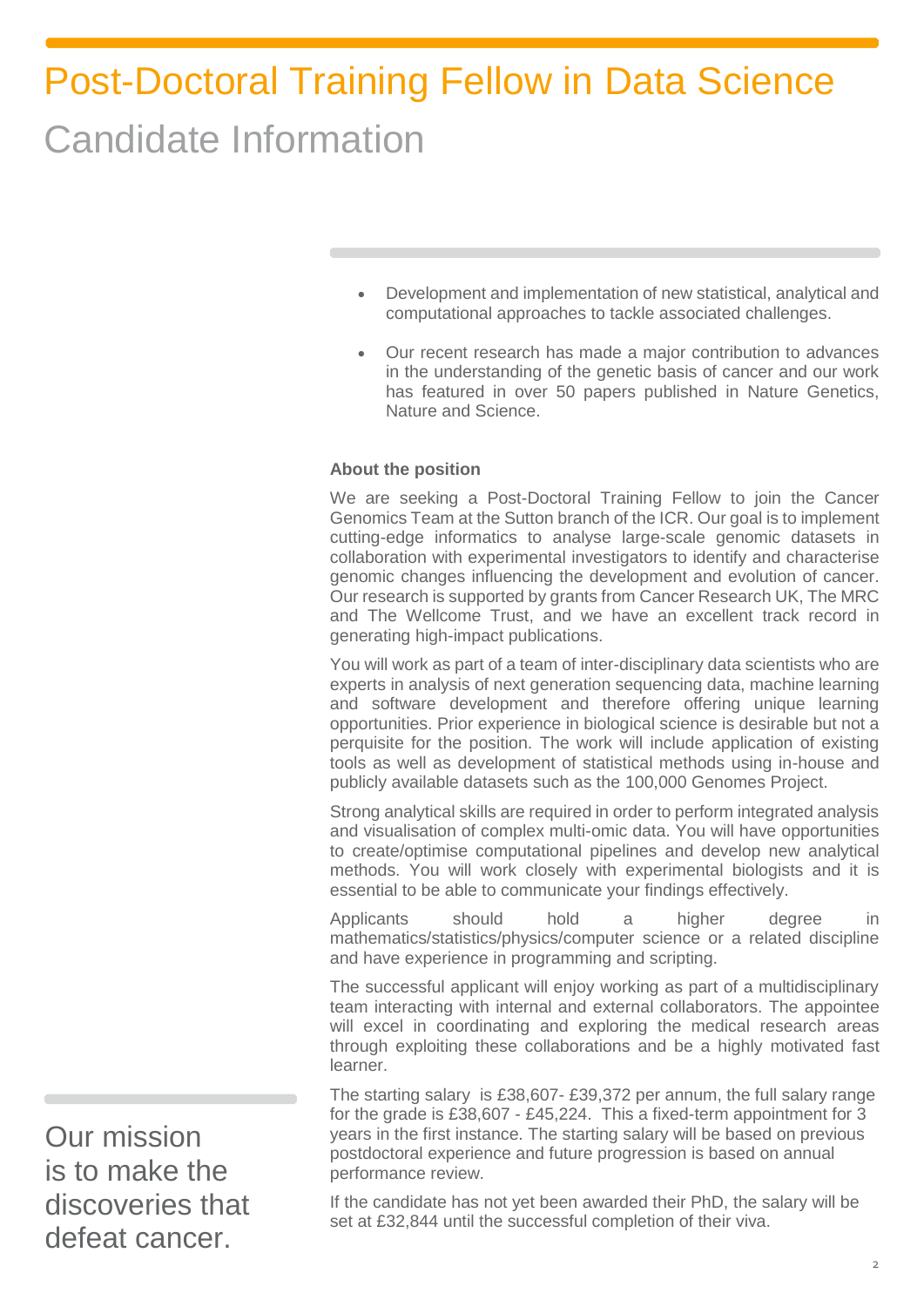# Post-Doctoral Training Fellow in Data Science

## Candidate Information

- Development and implementation of new statistical, analytical and computational approaches to tackle associated challenges.
- Our recent research has made a major contribution to advances in the understanding of the genetic basis of cancer and our work has featured in over 50 papers published in Nature Genetics, Nature and Science.

**About the position**

We are seeking a Post-Doctoral Training Fellow to join the Cancer Genomics Team at the Sutton branch of the ICR. Our goal is to implement cutting-edge informatics to analyse large-scale genomic datasets in collaboration with experimental investigators to identify and characterise genomic changes influencing the development and evolution of cancer. Our research is supported by grants from Cancer Research UK, The MRC and The Wellcome Trust, and we have an excellent track record in generating high-impact publications.

You will work as part of a team of inter-disciplinary data scientists who are experts in analysis of next generation sequencing data, machine learning and software development and therefore offering unique learning opportunities. Prior experience in biological science is desirable but not a perquisite for the position. The work will include application of existing tools as well as development of statistical methods using in-house and publicly available datasets such as the 100,000 Genomes Project.

Strong analytical skills are required in order to perform integrated analysis and visualisation of complex multi-omic data. You will have opportunities to create/optimise computational pipelines and develop new analytical methods. You will work closely with experimental biologists and it is essential to be able to communicate your findings effectively.

Applicants should hold a higher degree in mathematics/statistics/physics/computer science or a related discipline and have experience in programming and scripting.

The successful applicant will enjoy working as part of a multidisciplinary team interacting with internal and external collaborators. The appointee will excel in coordinating and exploring the medical research areas through exploiting these collaborations and be a highly motivated fast learner.

The starting salary is £38,607- £39,372 per annum, the full salary range for the grade is £38,607 - £45,224. This a fixed-term appointment for 3 years in the first instance. The starting salary will be based on previous postdoctoral experience and future progression is based on annual performance review.

If the candidate has not yet been awarded their PhD, the salary will be set at £32,844 until the successful completion of their viva.

Our mission is to make the discoveries that defeat cancer.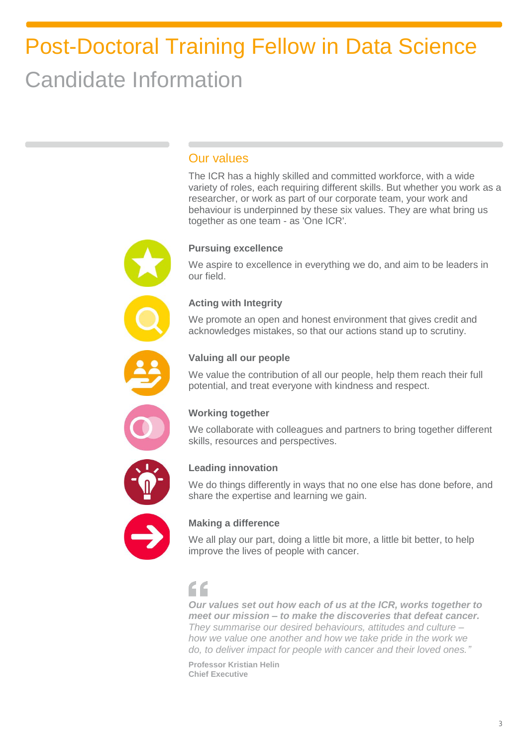# Post-Doctoral Training Fellow in Data Science

## Candidate Information

### Our values

The ICR has a highly skilled and committed workforce, with a wide variety of roles, each requiring different skills. But whether you work as a researcher, or work as part of our corporate team, your work and behaviour is underpinned by these six values. They are what bring us together as one team - as 'One ICR'.

**Pursuing excellence**

We aspire to excellence in everything we do, and aim to be leaders in our field.

**Acting with Integrity**

We promote an open and honest environment that gives credit and acknowledges mistakes, so that our actions stand up to scrutiny.

**Valuing all our people**

We value the contribution of all our people, help them reach their full potential, and treat everyone with kindness and respect.

**Working together**

We collaborate with colleagues and partners to bring together different skills, resources and perspectives.

**Leading innovation**

We do things differently in ways that no one else has done before, and share the expertise and learning we gain.

**Making a difference**

We all play our part, doing a little bit more, a little bit better, to help improve the lives of people with cancer.

> ***Our values set out how each of us at the ICR, works together to meet our mission – to make the discoveries that defeat cancer.*** *They summarise our desired behaviours, attitudes and culture – how we value one another and how we take pride in the work we do, to deliver impact for people with cancer and their loved ones."*

**Professor Kristian Helin**
**Chief Executive**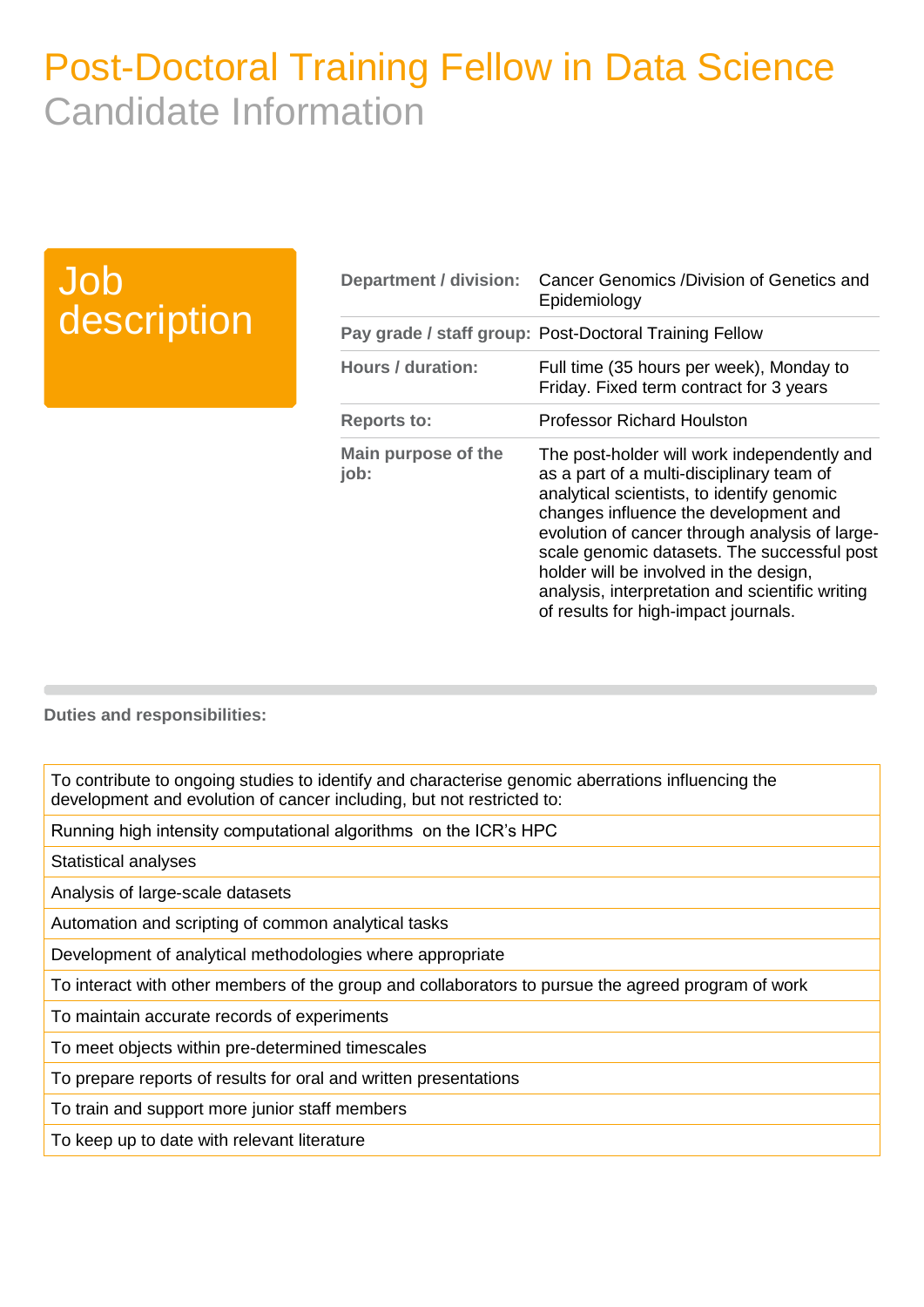# Post-Doctoral Training Fellow in Data Science

## Candidate Information

## Job description

| | |
|---|---|
| **Department / division:** | Cancer Genomics /Division of Genetics and Epidemiology |
| **Pay grade / staff group:** | Post-Doctoral Training Fellow |
| **Hours / duration:** | Full time (35 hours per week), Monday to Friday. Fixed term contract for 3 years |
| **Reports to:** | Professor Richard Houlston |
| **Main purpose of the job:** | The post-holder will work independently and as a part of a multi-disciplinary team of analytical scientists, to identify genomic changes influence the development and evolution of cancer through analysis of large-scale genomic datasets. The successful post holder will be involved in the design, analysis, interpretation and scientific writing of results for high-impact journals. |

**Duties and responsibilities:**

| |
|---|
| To contribute to ongoing studies to identify and characterise genomic aberrations influencing the development and evolution of cancer including, but not restricted to: |
| Running high intensity computational algorithms on the ICR's HPC |
| Statistical analyses |
| Analysis of large-scale datasets |
| Automation and scripting of common analytical tasks |
| Development of analytical methodologies where appropriate |
| To interact with other members of the group and collaborators to pursue the agreed program of work |
| To maintain accurate records of experiments |
| To meet objects within pre-determined timescales |
| To prepare reports of results for oral and written presentations |
| To train and support more junior staff members |
| To keep up to date with relevant literature |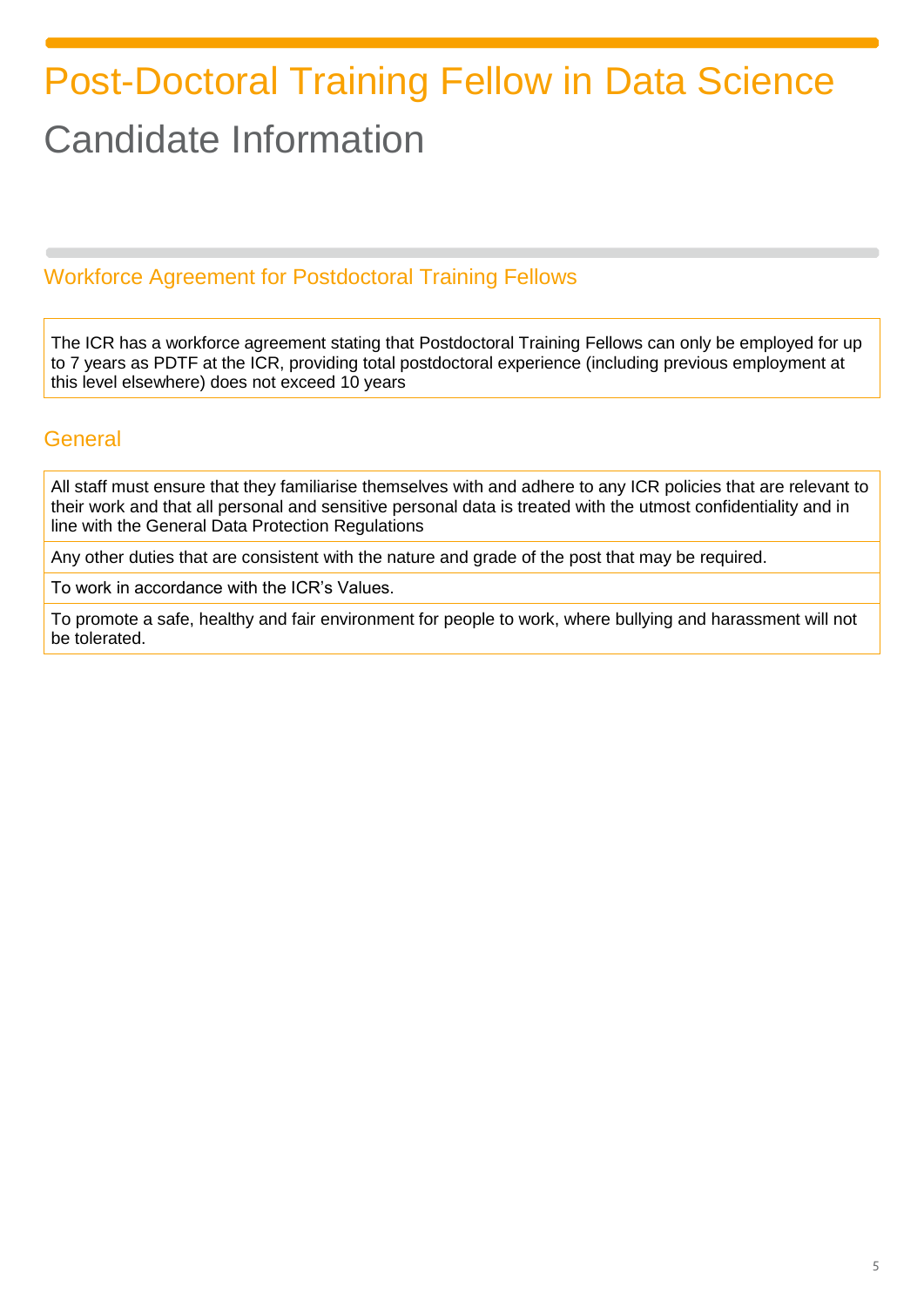# Post-Doctoral Training Fellow in Data Science

Candidate Information

## Workforce Agreement for Postdoctoral Training Fellows

The ICR has a workforce agreement stating that Postdoctoral Training Fellows can only be employed for up to 7 years as PDTF at the ICR, providing total postdoctoral experience (including previous employment at this level elsewhere) does not exceed 10 years

## General

All staff must ensure that they familiarise themselves with and adhere to any ICR policies that are relevant to their work and that all personal and sensitive personal data is treated with the utmost confidentiality and in line with the General Data Protection Regulations

Any other duties that are consistent with the nature and grade of the post that may be required.

To work in accordance with the ICR's Values.

To promote a safe, healthy and fair environment for people to work, where bullying and harassment will not be tolerated.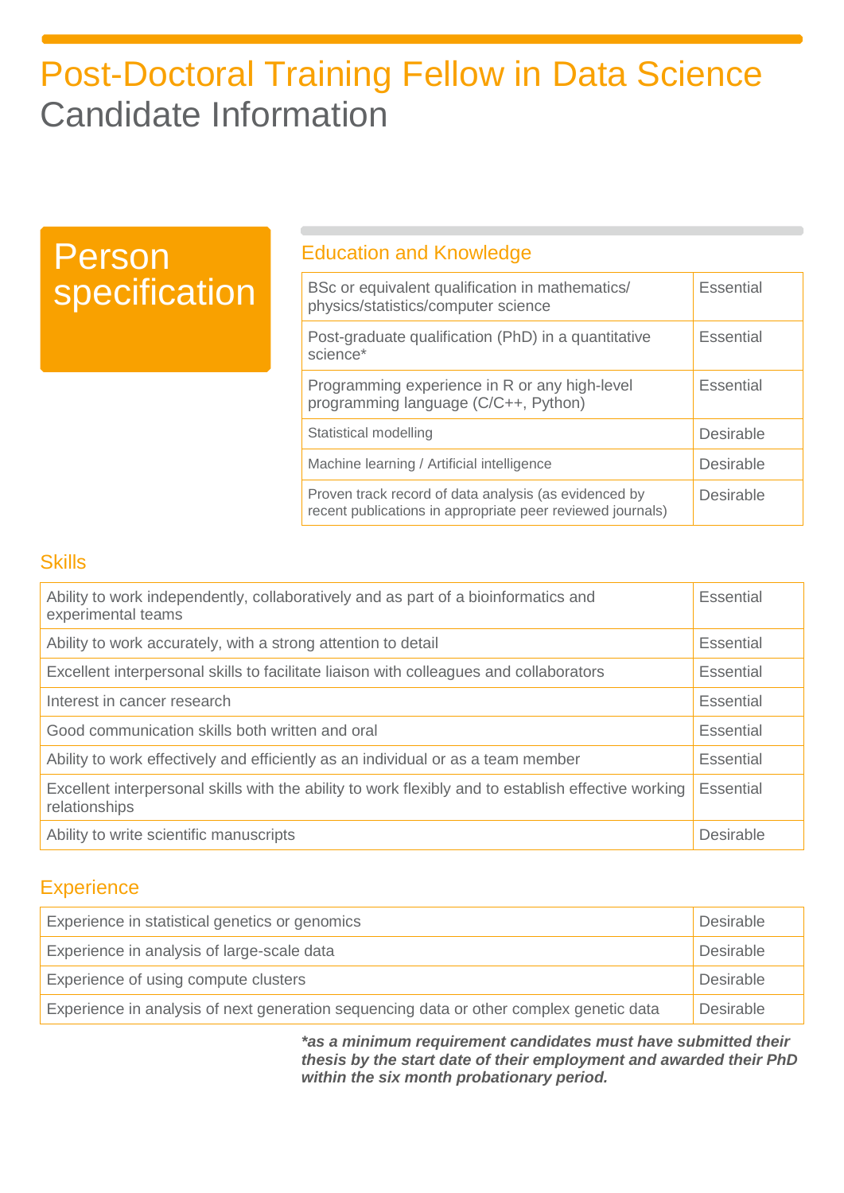# Post-Doctoral Training Fellow in Data Science
## Candidate Information

## Person specification

### Education and Knowledge

| Criteria | |
|---|---|
| BSc or equivalent qualification in mathematics/ physics/statistics/computer science | Essential |
| Post-graduate qualification (PhD) in a quantitative science* | Essential |
| Programming experience in R or any high-level programming language (C/C++, Python) | Essential |
| Statistical modelling | Desirable |
| Machine learning / Artificial intelligence | Desirable |
| Proven track record of data analysis (as evidenced by recent publications in appropriate peer reviewed journals) | Desirable |

### Skills

| Criteria | |
|---|---|
| Ability to work independently, collaboratively and as part of a bioinformatics and experimental teams | Essential |
| Ability to work accurately, with a strong attention to detail | Essential |
| Excellent interpersonal skills to facilitate liaison with colleagues and collaborators | Essential |
| Interest in cancer research | Essential |
| Good communication skills both written and oral | Essential |
| Ability to work effectively and efficiently as an individual or as a team member | Essential |
| Excellent interpersonal skills with the ability to work flexibly and to establish effective working relationships | Essential |
| Ability to write scientific manuscripts | Desirable |

### Experience

| Criteria | |
|---|---|
| Experience in statistical genetics or genomics | Desirable |
| Experience in analysis of large-scale data | Desirable |
| Experience of using compute clusters | Desirable |
| Experience in analysis of next generation sequencing data or other complex genetic data | Desirable |

***as a minimum requirement candidates must have submitted their thesis by the start date of their employment and awarded their PhD within the six month probationary period.***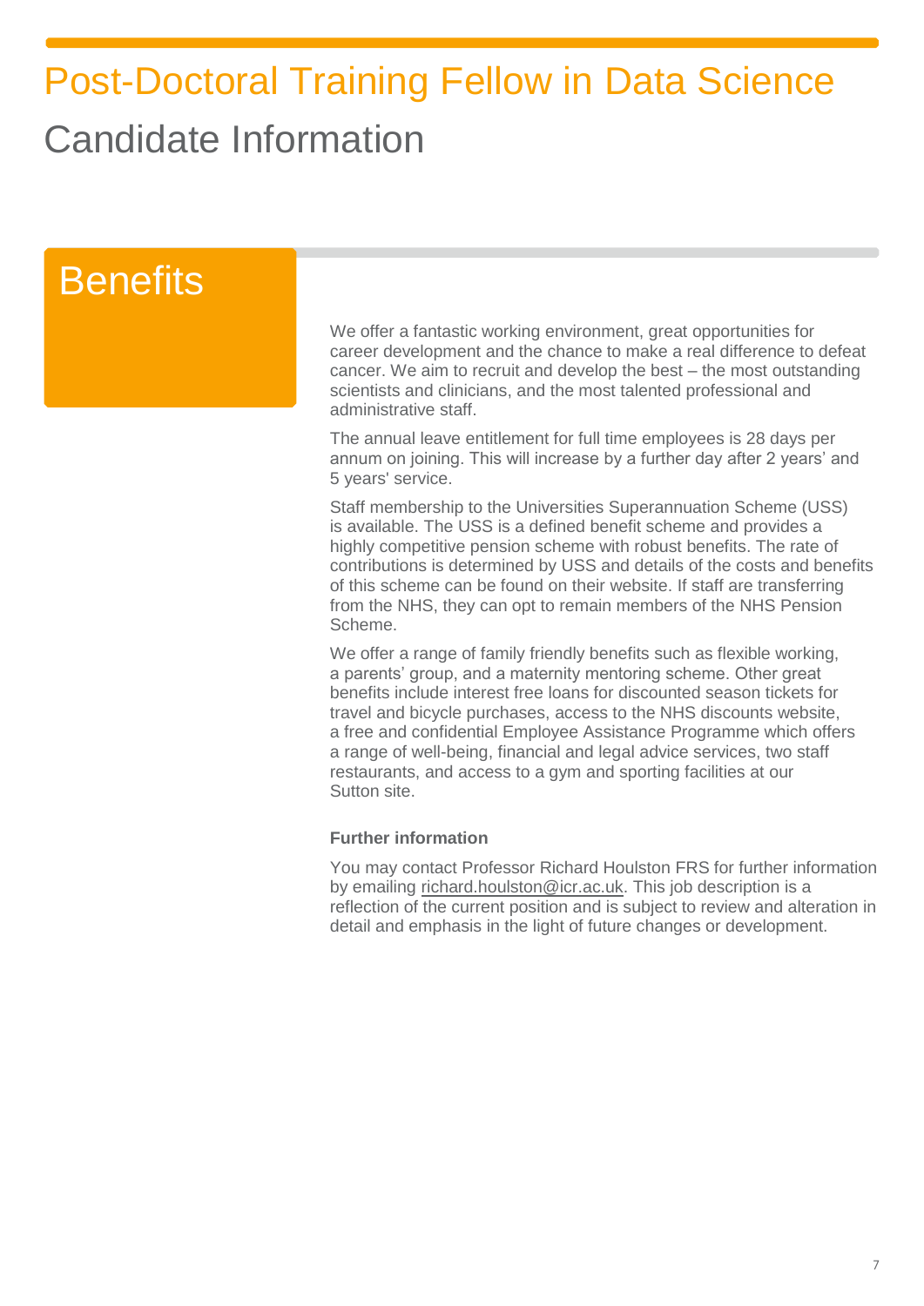# Post-Doctoral Training Fellow in Data Science

## Candidate Information

## Benefits

We offer a fantastic working environment, great opportunities for career development and the chance to make a real difference to defeat cancer. We aim to recruit and develop the best – the most outstanding scientists and clinicians, and the most talented professional and administrative staff.

The annual leave entitlement for full time employees is 28 days per annum on joining. This will increase by a further day after 2 years' and 5 years' service.

Staff membership to the Universities Superannuation Scheme (USS) is available. The USS is a defined benefit scheme and provides a highly competitive pension scheme with robust benefits. The rate of contributions is determined by USS and details of the costs and benefits of this scheme can be found on their website. If staff are transferring from the NHS, they can opt to remain members of the NHS Pension Scheme.

We offer a range of family friendly benefits such as flexible working, a parents' group, and a maternity mentoring scheme. Other great benefits include interest free loans for discounted season tickets for travel and bicycle purchases, access to the NHS discounts website, a free and confidential Employee Assistance Programme which offers a range of well-being, financial and legal advice services, two staff restaurants, and access to a gym and sporting facilities at our Sutton site.

**Further information**

You may contact Professor Richard Houlston FRS for further information by emailing richard.houlston@icr.ac.uk. This job description is a reflection of the current position and is subject to review and alteration in detail and emphasis in the light of future changes or development.